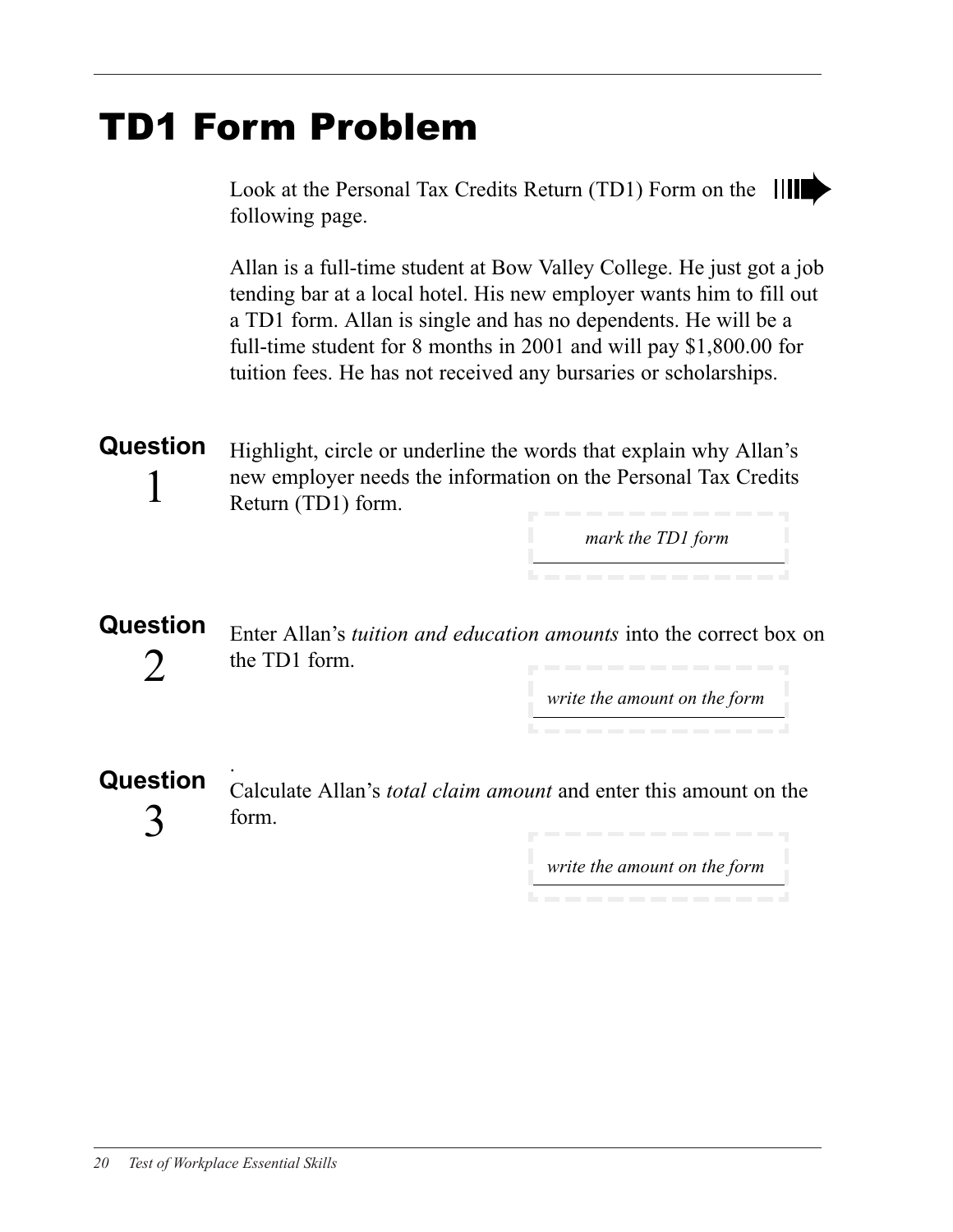# TD1 Form Problem

Look at the Personal Tax Credits Return (TD1) Form on the following page.

Allan is a full-time student at Bow Valley College. He just got a job tending bar at a local hotel. His new employer wants him to fill out a TD1 form. Allan is single and has no dependents. He will be a full-time student for 8 months in 2001 and will pay $1,800.00 for tuition fees. He has not received any bursaries or scholarships.

**Question 1**

Highlight, circle or underline the words that explain why Allan's new employer needs the information on the Personal Tax Credits Return (TD1) form.

*mark the TD1 form*

**Question 2**

Enter Allan's *tuition and education amounts* into the correct box on the TD1 form.

*write the amount on the form*

**Question 3**

Calculate Allan's *total claim amount* and enter this amount on the form.

*write the amount on the form*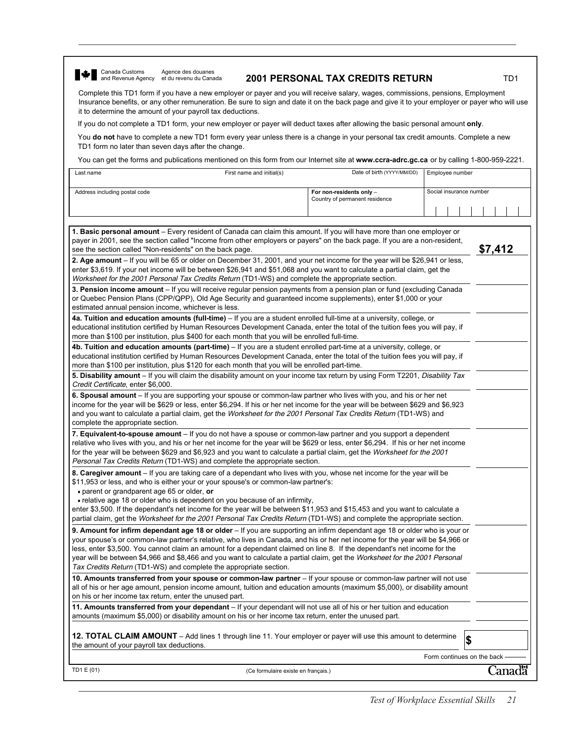Canada Customs and Revenue Agency / Agence des douanes et du revenu du Canada

# 2001 PERSONAL TAX CREDITS RETURN

TD1

Complete this TD1 form if you have a new employer or payer and you will receive salary, wages, commissions, pensions, Employment Insurance benefits, or any other remuneration. Be sure to sign and date it on the back page and give it to your employer or payer who will use it to determine the amount of your payroll tax deductions.

If you do not complete a TD1 form, your new employer or payer will deduct taxes after allowing the basic personal amount **only**.

You **do not** have to complete a new TD1 form every year unless there is a change in your personal tax credit amounts. Complete a new TD1 form no later than seven days after the change.

You can get the forms and publications mentioned on this form from our Internet site at **www.ccra-adrc.gc.ca** or by calling 1-800-959-2221.

| Last name | First name and initial(s) | Date of birth (YYYY/MM/DD) | Employee number |
|---|---|---|---|
| Address including postal code | | **For non-residents only** – Country of permanent residence | Social insurance number |

| | |
|---|---|
| **1. Basic personal amount** – Every resident of Canada can claim this amount. If you will have more than one employer or payer in 2001, see the section called "Income from other employers or payers" on the back page. If you are a non-resident, see the section called "Non-residents" on the back page. | **$7,412** |
| **2. Age amount** – If you will be 65 or older on December 31, 2001, and your net income for the year will be $26,941 or less, enter $3,619. If your net income will be between $26,941 and $51,068 and you want to calculate a partial claim, get the *Worksheet for the 2001 Personal Tax Credits Return* (TD1-WS) and complete the appropriate section. | |
| **3. Pension income amount** – If you will receive regular pension payments from a pension plan or fund (excluding Canada or Quebec Pension Plans (CPP/QPP), Old Age Security and guaranteed income supplements), enter $1,000 or your estimated annual pension income, whichever is less. | |
| **4a. Tuition and education amounts (full-time)** – If you are a student enrolled full-time at a university, college, or educational institution certified by Human Resources Development Canada, enter the total of the tuition fees you will pay, if more than $100 per institution, plus $400 for each month that you will be enrolled full-time. | |
| **4b. Tuition and education amounts (part-time)** – If you are a student enrolled part-time at a university, college, or educational institution certified by Human Resources Development Canada, enter the total of the tuition fees you will pay, if more than $100 per institution, plus $120 for each month that you will be enrolled part-time. | |
| **5. Disability amount** – If you will claim the disability amount on your income tax return by using Form T2201, *Disability Tax Credit Certificate*, enter $6,000. | |
| **6. Spousal amount** – If you are supporting your spouse or common-law partner who lives with you, and his or her net income for the year will be $629 or less, enter $6,294. If his or her net income for the year will be between $629 and $6,923 and you want to calculate a partial claim, get the *Worksheet for the 2001 Personal Tax Credits Return* (TD1-WS) and complete the appropriate section. | |
| **7. Equivalent-to-spouse amount** – If you do not have a spouse or common-law partner and you support a dependent relative who lives with you, and his or her net income for the year will be $629 or less, enter $6,294. If his or her net income for the year will be between $629 and $6,923 and you want to calculate a partial claim, get the *Worksheet for the 2001 Personal Tax Credits Return* (TD1-WS) and complete the appropriate section. | |
| **8. Caregiver amount** – If you are taking care of a dependant who lives with you, whose net income for the year will be $11,953 or less, and who is either your or your spouse's or common-law partner's: • parent or grandparent age 65 or older, **or** • relative age 18 or older who is dependent on you because of an infirmity, enter $3,500. If the dependant's net income for the year will be between $11,953 and $15,453 and you want to calculate a partial claim, get the *Worksheet for the 2001 Personal Tax Credits Return* (TD1-WS) and complete the appropriate section. | |
| **9. Amount for infirm dependant age 18 or older** – If you are supporting an infirm dependant age 18 or older who is your or your spouse's or common-law partner's relative, who lives in Canada, and his or her net income for the year will be $4,966 or less, enter $3,500. You cannot claim an amount for a dependant claimed on line 8. If the dependant's net income for the year will be between $4,966 and $8,466 and you want to calculate a partial claim, get the *Worksheet for the 2001 Personal Tax Credits Return* (TD1-WS) and complete the appropriate section. | |
| **10. Amounts transferred from your spouse or common-law partner** – If your spouse or common-law partner will not use all of his or her age amount, pension income amount, tuition and education amounts (maximum $5,000), or disability amount on his or her income tax return, enter the unused part. | |
| **11. Amounts transferred from your dependant** – If your dependant will not use all of his or her tuition and education amounts (maximum $5,000) or disability amount on his or her income tax return, enter the unused part. | |
| **12. TOTAL CLAIM AMOUNT** – Add lines 1 through line 11. Your employer or payer will use this amount to determine the amount of your payroll tax deductions. | **$** |

Form continues on the back

TD1 E (01) (Ce formulaire existe en français.) Canada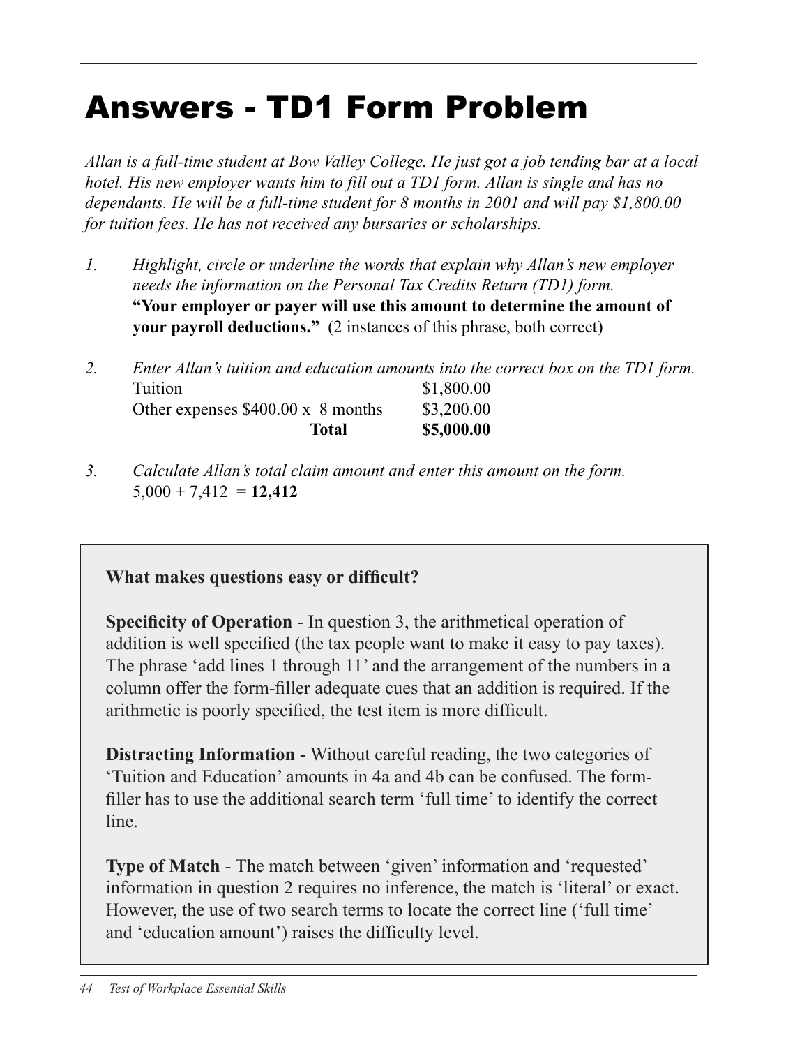# Answers - TD1 Form Problem

*Allan is a full-time student at Bow Valley College. He just got a job tending bar at a local hotel. His new employer wants him to fill out a TD1 form. Allan is single and has no dependants. He will be a full-time student for 8 months in 2001 and will pay $1,800.00 for tuition fees. He has not received any bursaries or scholarships.*

1. *Highlight, circle or underline the words that explain why Allan's new employer needs the information on the Personal Tax Credits Return (TD1) form.*
   **"Your employer or payer will use this amount to determine the amount of your payroll deductions."** (2 instances of this phrase, both correct)

2. *Enter Allan's tuition and education amounts into the correct box on the TD1 form.*

| | |
|---|---|
| Tuition | $1,800.00 |
| Other expenses $400.00 x 8 months | $3,200.00 |
| **Total** | **$5,000.00** |

3. *Calculate Allan's total claim amount and enter this amount on the form.*
   5,000 + 7,412 = **12,412**

---

**What makes questions easy or difficult?**

**Specificity of Operation** - In question 3, the arithmetical operation of addition is well specified (the tax people want to make it easy to pay taxes). The phrase 'add lines 1 through 11' and the arrangement of the numbers in a column offer the form-filler adequate cues that an addition is required. If the arithmetic is poorly specified, the test item is more difficult.

**Distracting Information** - Without careful reading, the two categories of 'Tuition and Education' amounts in 4a and 4b can be confused. The form-filler has to use the additional search term 'full time' to identify the correct line.

**Type of Match** - The match between 'given' information and 'requested' information in question 2 requires no inference, the match is 'literal' or exact. However, the use of two search terms to locate the correct line ('full time' and 'education amount') raises the difficulty level.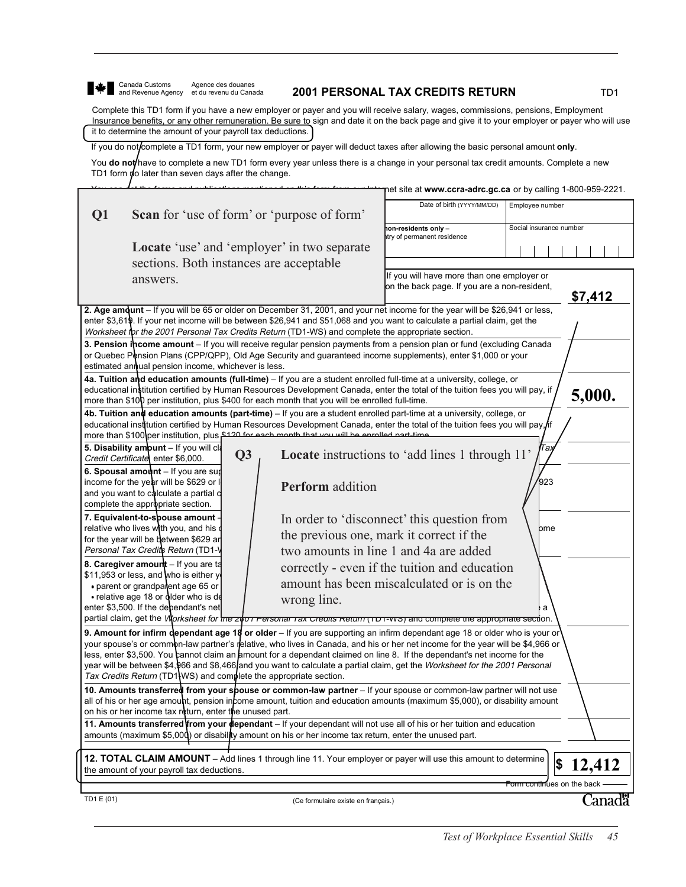Canada Customs and Revenue Agency — Agence des douanes et du revenu du Canada

# 2001 PERSONAL TAX CREDITS RETURN

TD1

Complete this TD1 form if you have a new employer or payer and you will receive salary, wages, commissions, pensions, Employment Insurance benefits, or any other remuneration. Be sure to sign and date it on the back page and give it to your employer or payer who will use it to determine the amount of your payroll tax deductions.

If you do not complete a TD1 form, your new employer or payer will deduct taxes after allowing the basic personal amount **only**.

You **do not** have to complete a new TD1 form every year unless there is a change in your personal tax credit amounts. Complete a new TD1 form no later than seven days after the change.

You can get the forms and publications mentioned on this form from our Internet site at **www.ccra-adrc.gc.ca** or by calling 1-800-959-2221.

| | | |
|---|---|---|
| | Date of birth (YYYY/MM/DD) | Employee number |
| | For non-residents only – Country of permanent residence | Social insurance number |

**Q1** **Scan** for 'use of form' or 'purpose of form'

**Locate** 'use' and 'employer' in two separate sections. Both instances are acceptable answers.

| | |
|---|---|
| If you will have more than one employer or ... on the back page. If you are a non-resident, | $7,412 |
| **2. Age amount** – If you will be 65 or older on December 31, 2001, and your net income for the year will be $26,941 or less, enter $3,619. If your net income will be between $26,941 and $51,068 and you want to calculate a partial claim, get the *Worksheet for the 2001 Personal Tax Credits Return* (TD1-WS) and complete the appropriate section. | |
| **3. Pension income amount** – If you will receive regular pension payments from a pension plan or fund (excluding Canada or Quebec Pension Plans (CPP/QPP), Old Age Security and guaranteed income supplements), enter $1,000 or your estimated annual pension income, whichever is less. | |
| **4a. Tuition and education amounts (full-time)** – If you are a student enrolled full-time at a university, college, or educational institution certified by Human Resources Development Canada, enter the total of the tuition fees you will pay, if more than $100 per institution, plus $400 for each month that you will be enrolled full-time. | 5,000. |
| **4b. Tuition and education amounts (part-time)** – If you are a student enrolled part-time at a university, college, or educational institution certified by Human Resources Development Canada, enter the total of the tuition fees you will pay, if more than $100 per institution, plus $120 for each month that you will be enrolled part-time. | |
| **5. Disability amount** – If you will cl... *Tax Credit Certificate*, enter $6,000. | |
| **6. Spousal amount** – If you are sup... income for the year will be $629 or l... 923 and you want to calculate a partial c... complete the appropriate section. | |
| **7. Equivalent-to-spouse amount** – ... relative who lives with you, and his o... ome for the year will be between $629 an... *Personal Tax Credits Return* (TD1-V... | |
| **8. Caregiver amount** – If you are ta... $11,953 or less, and who is either y... • parent or grandparent age 65 or ... • relative age 18 or older who is de... enter $3,500. If the dependant's net ... a partial claim, get the *Worksheet for the 2001 Personal Tax Credits Return* (TD1-WS) and complete the appropriate section. | |
| **9. Amount for infirm dependant age 18 or older** – If you are supporting an infirm dependant age 18 or older who is your or your spouse's or common-law partner's relative, who lives in Canada, and his or her net income for the year will be $4,966 or less, enter $3,500. You cannot claim an amount for a dependant claimed on line 8. If the dependant's net income for the year will be between $4,966 and $8,466 and you want to calculate a partial claim, get the *Worksheet for the 2001 Personal Tax Credits Return* (TD1-WS) and complete the appropriate section. | |
| **10. Amounts transferred from your spouse or common-law partner** – If your spouse or common-law partner will not use all of his or her age amount, pension income amount, tuition and education amounts (maximum $5,000), or disability amount on his or her income tax return, enter the unused part. | |
| **11. Amounts transferred from your dependant** – If your dependant will not use all of his or her tuition and education amounts (maximum $5,000) or disability amount on his or her income tax return, enter the unused part. | |
| **12. TOTAL CLAIM AMOUNT** – Add lines 1 through line 11. Your employer or payer will use this amount to determine the amount of your payroll tax deductions. | $ 12,412 |

**Q3** **Locate** instructions to 'add lines 1 through 11'

**Perform** addition

In order to 'disconnect' this question from the previous one, mark it correct if the two amounts in line 1 and 4a are added correctly - even if the tuition and education amount has been miscalculated or is on the wrong line.

Form continues on the back

TD1 E (01)

(Ce formulaire existe en français.)

Canada

*Test of Workplace Essential Skills*